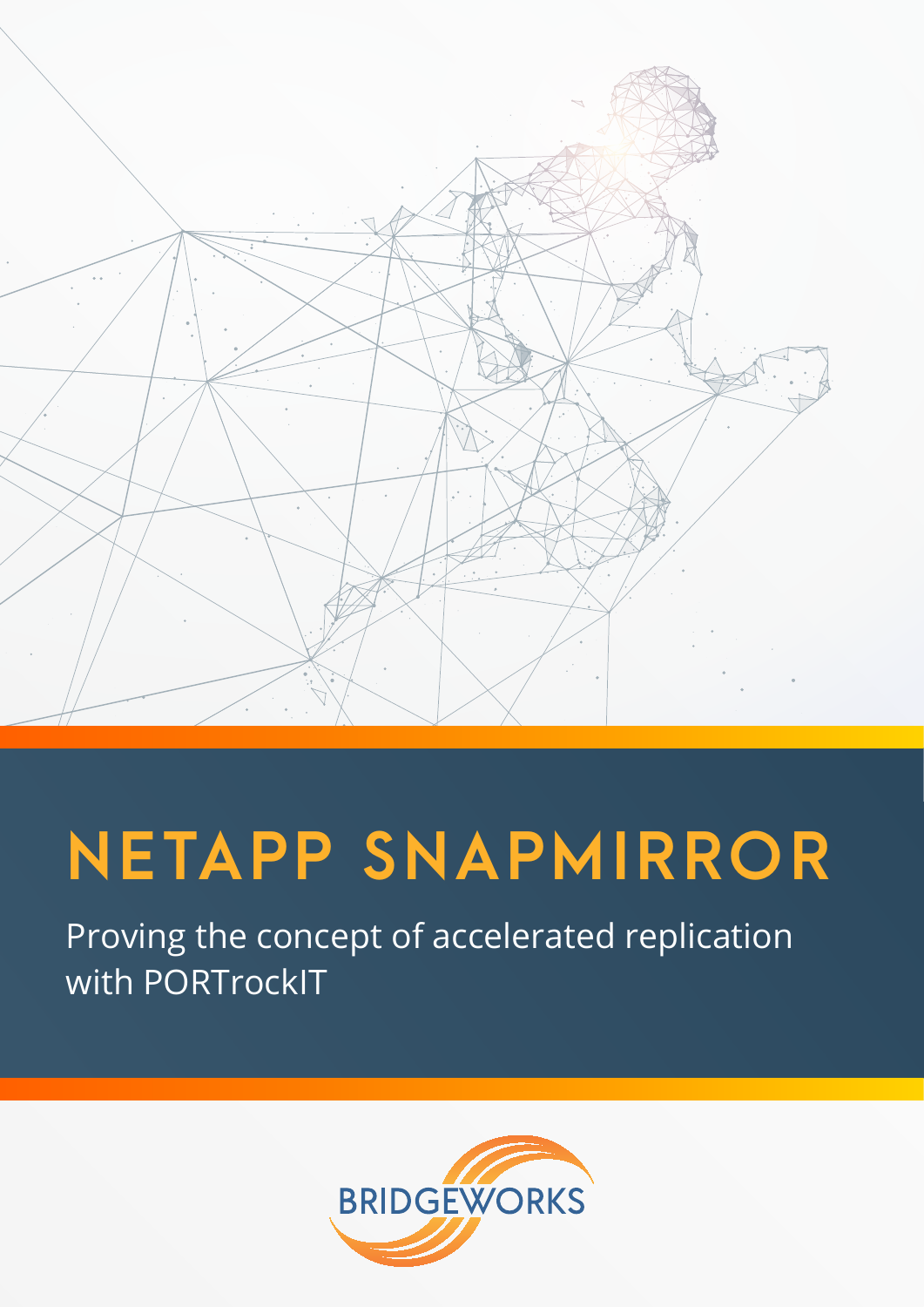# NETAPP SNAPMIRROR

Proving the concept of accelerated replication with PORTrockIT

BRIDGEWORKS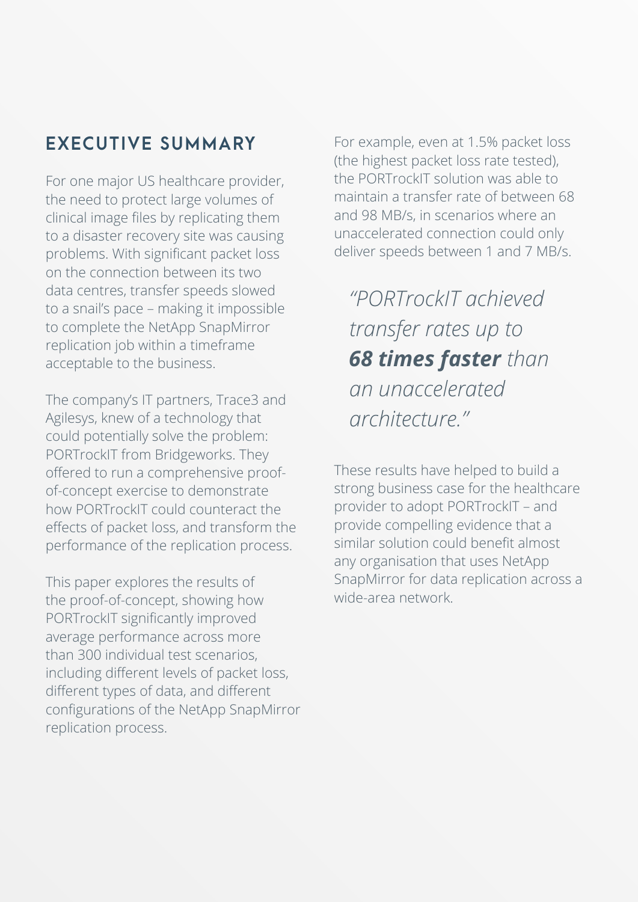## EXECUTIVE SUMMARY

For one major US healthcare provider, the need to protect large volumes of clinical image files by replicating them to a disaster recovery site was causing problems. With significant packet loss on the connection between its two data centres, transfer speeds slowed to a snail's pace – making it impossible to complete the NetApp SnapMirror replication job within a timeframe acceptable to the business.

The company's IT partners, Trace3 and Agilesys, knew of a technology that could potentially solve the problem: PORTrockIT from Bridgeworks. They offered to run a comprehensive proof-of-concept exercise to demonstrate how PORTrockIT could counteract the effects of packet loss, and transform the performance of the replication process.

This paper explores the results of the proof-of-concept, showing how PORTrockIT significantly improved average performance across more than 300 individual test scenarios, including different levels of packet loss, different types of data, and different configurations of the NetApp SnapMirror replication process.

For example, even at 1.5% packet loss (the highest packet loss rate tested), the PORTrockIT solution was able to maintain a transfer rate of between 68 and 98 MB/s, in scenarios where an unaccelerated connection could only deliver speeds between 1 and 7 MB/s.

> *"PORTrockIT achieved transfer rates up to **68 times faster** than an unaccelerated architecture."*

These results have helped to build a strong business case for the healthcare provider to adopt PORTrockIT – and provide compelling evidence that a similar solution could benefit almost any organisation that uses NetApp SnapMirror for data replication across a wide-area network.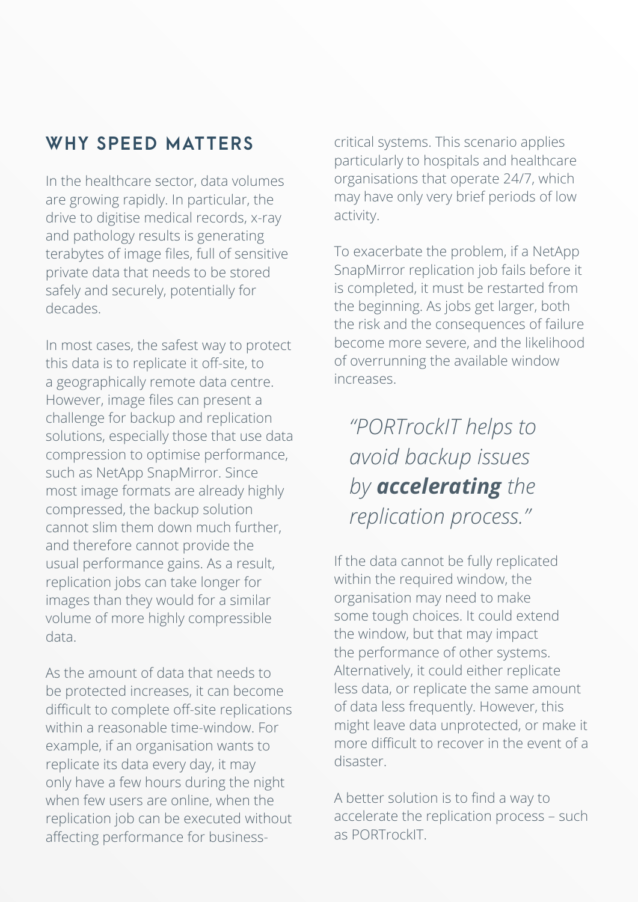## WHY SPEED MATTERS

In the healthcare sector, data volumes are growing rapidly. In particular, the drive to digitise medical records, x-ray and pathology results is generating terabytes of image files, full of sensitive private data that needs to be stored safely and securely, potentially for decades.

In most cases, the safest way to protect this data is to replicate it off-site, to a geographically remote data centre. However, image files can present a challenge for backup and replication solutions, especially those that use data compression to optimise performance, such as NetApp SnapMirror. Since most image formats are already highly compressed, the backup solution cannot slim them down much further, and therefore cannot provide the usual performance gains. As a result, replication jobs can take longer for images than they would for a similar volume of more highly compressible data.

As the amount of data that needs to be protected increases, it can become difficult to complete off-site replications within a reasonable time-window. For example, if an organisation wants to replicate its data every day, it may only have a few hours during the night when few users are online, when the replication job can be executed without affecting performance for business-critical systems. This scenario applies particularly to hospitals and healthcare organisations that operate 24/7, which may have only very brief periods of low activity.

To exacerbate the problem, if a NetApp SnapMirror replication job fails before it is completed, it must be restarted from the beginning. As jobs get larger, both the risk and the consequences of failure become more severe, and the likelihood of overrunning the available window increases.

> *"PORTrockIT helps to avoid backup issues by* ***accelerating*** *the replication process."*

If the data cannot be fully replicated within the required window, the organisation may need to make some tough choices. It could extend the window, but that may impact the performance of other systems. Alternatively, it could either replicate less data, or replicate the same amount of data less frequently. However, this might leave data unprotected, or make it more difficult to recover in the event of a disaster.

A better solution is to find a way to accelerate the replication process – such as PORTrockIT.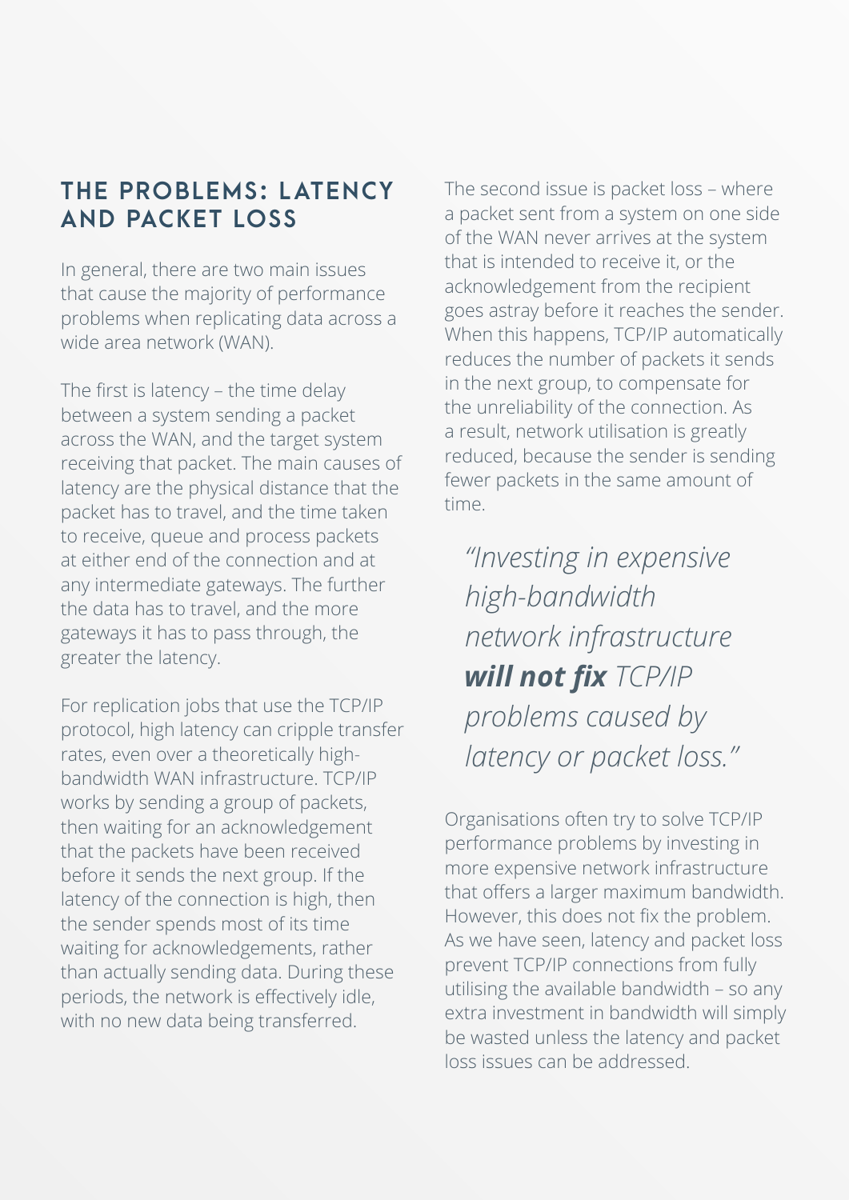## THE PROBLEMS: LATENCY AND PACKET LOSS

In general, there are two main issues that cause the majority of performance problems when replicating data across a wide area network (WAN).

The first is latency – the time delay between a system sending a packet across the WAN, and the target system receiving that packet. The main causes of latency are the physical distance that the packet has to travel, and the time taken to receive, queue and process packets at either end of the connection and at any intermediate gateways. The further the data has to travel, and the more gateways it has to pass through, the greater the latency.

For replication jobs that use the TCP/IP protocol, high latency can cripple transfer rates, even over a theoretically high-bandwidth WAN infrastructure. TCP/IP works by sending a group of packets, then waiting for an acknowledgement that the packets have been received before it sends the next group. If the latency of the connection is high, then the sender spends most of its time waiting for acknowledgements, rather than actually sending data. During these periods, the network is effectively idle, with no new data being transferred.

The second issue is packet loss – where a packet sent from a system on one side of the WAN never arrives at the system that is intended to receive it, or the acknowledgement from the recipient goes astray before it reaches the sender. When this happens, TCP/IP automatically reduces the number of packets it sends in the next group, to compensate for the unreliability of the connection. As a result, network utilisation is greatly reduced, because the sender is sending fewer packets in the same amount of time.

> *"Investing in expensive high-bandwidth network infrastructure **will not fix** TCP/IP problems caused by latency or packet loss."*

Organisations often try to solve TCP/IP performance problems by investing in more expensive network infrastructure that offers a larger maximum bandwidth. However, this does not fix the problem. As we have seen, latency and packet loss prevent TCP/IP connections from fully utilising the available bandwidth – so any extra investment in bandwidth will simply be wasted unless the latency and packet loss issues can be addressed.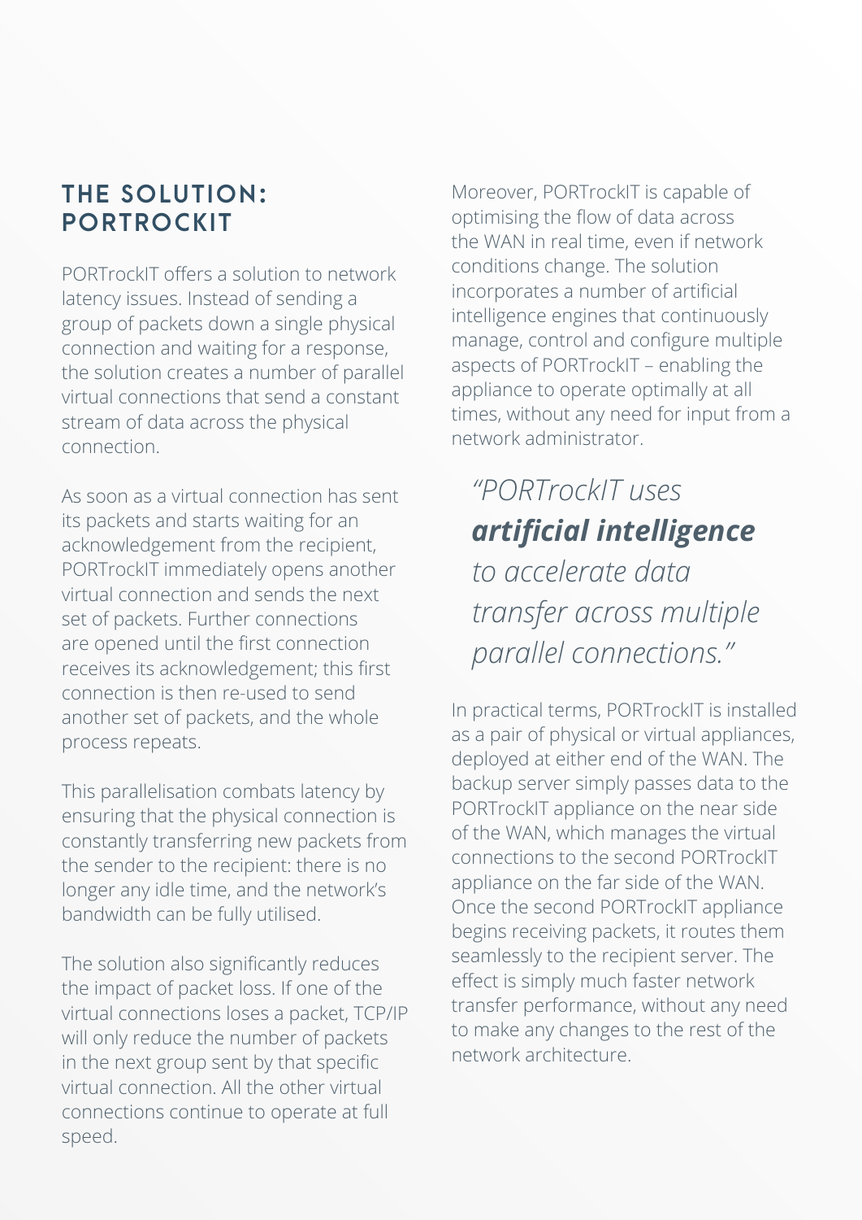## THE SOLUTION: PORTROCKIT

PORTrockIT offers a solution to network latency issues. Instead of sending a group of packets down a single physical connection and waiting for a response, the solution creates a number of parallel virtual connections that send a constant stream of data across the physical connection.

As soon as a virtual connection has sent its packets and starts waiting for an acknowledgement from the recipient, PORTrockIT immediately opens another virtual connection and sends the next set of packets. Further connections are opened until the first connection receives its acknowledgement; this first connection is then re-used to send another set of packets, and the whole process repeats.

This parallelisation combats latency by ensuring that the physical connection is constantly transferring new packets from the sender to the recipient: there is no longer any idle time, and the network's bandwidth can be fully utilised.

The solution also significantly reduces the impact of packet loss. If one of the virtual connections loses a packet, TCP/IP will only reduce the number of packets in the next group sent by that specific virtual connection. All the other virtual connections continue to operate at full speed.

Moreover, PORTrockIT is capable of optimising the flow of data across the WAN in real time, even if network conditions change. The solution incorporates a number of artificial intelligence engines that continuously manage, control and configure multiple aspects of PORTrockIT – enabling the appliance to operate optimally at all times, without any need for input from a network administrator.

> *"PORTrockIT uses* ***artificial intelligence*** *to accelerate data transfer across multiple parallel connections."*

In practical terms, PORTrockIT is installed as a pair of physical or virtual appliances, deployed at either end of the WAN. The backup server simply passes data to the PORTrockIT appliance on the near side of the WAN, which manages the virtual connections to the second PORTrockIT appliance on the far side of the WAN. Once the second PORTrockIT appliance begins receiving packets, it routes them seamlessly to the recipient server. The effect is simply much faster network transfer performance, without any need to make any changes to the rest of the network architecture.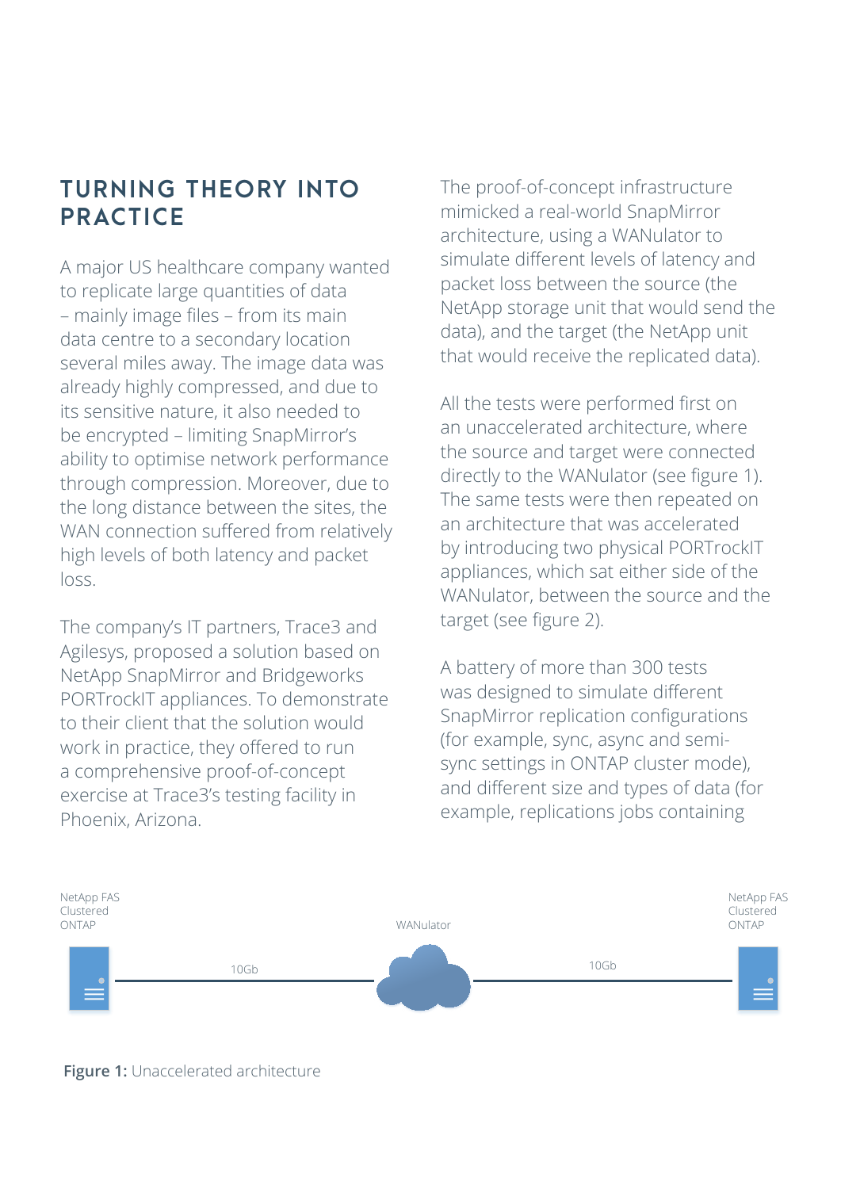## TURNING THEORY INTO PRACTICE

A major US healthcare company wanted to replicate large quantities of data – mainly image files – from its main data centre to a secondary location several miles away. The image data was already highly compressed, and due to its sensitive nature, it also needed to be encrypted – limiting SnapMirror's ability to optimise network performance through compression. Moreover, due to the long distance between the sites, the WAN connection suffered from relatively high levels of both latency and packet loss.

The company's IT partners, Trace3 and Agilesys, proposed a solution based on NetApp SnapMirror and Bridgeworks PORTrockIT appliances. To demonstrate to their client that the solution would work in practice, they offered to run a comprehensive proof-of-concept exercise at Trace3's testing facility in Phoenix, Arizona.

The proof-of-concept infrastructure mimicked a real-world SnapMirror architecture, using a WANulator to simulate different levels of latency and packet loss between the source (the NetApp storage unit that would send the data), and the target (the NetApp unit that would receive the replicated data).

All the tests were performed first on an unaccelerated architecture, where the source and target were connected directly to the WANulator (see figure 1). The same tests were then repeated on an architecture that was accelerated by introducing two physical PORTrockIT appliances, which sat either side of the WANulator, between the source and the target (see figure 2).

A battery of more than 300 tests was designed to simulate different SnapMirror replication configurations (for example, sync, async and semi-sync settings in ONTAP cluster mode), and different size and types of data (for example, replications jobs containing

NetApp FAS Clustered ONTAP — 10Gb — WANulator — 10Gb — NetApp FAS Clustered ONTAP

**Figure 1:** Unaccelerated architecture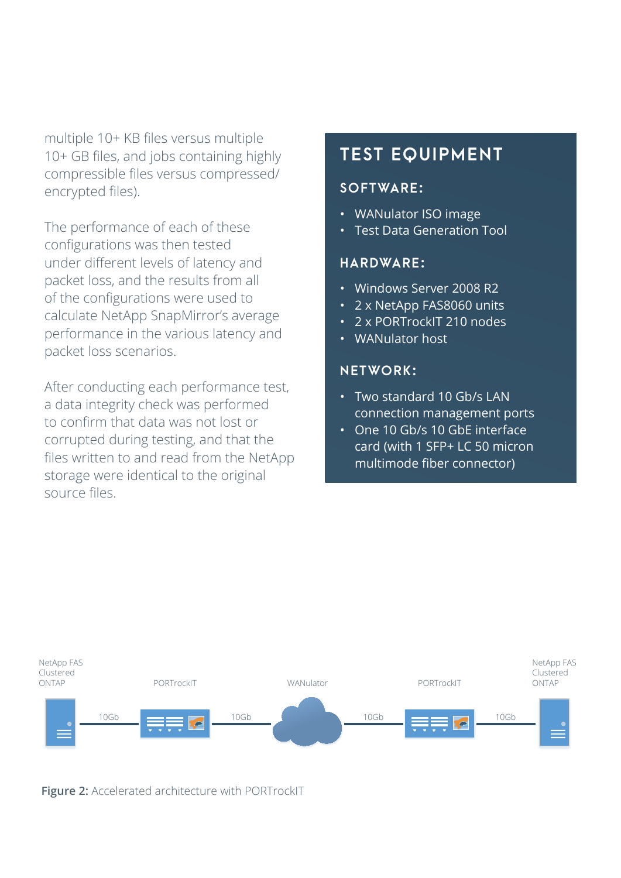multiple 10+ KB files versus multiple 10+ GB files, and jobs containing highly compressible files versus compressed/ encrypted files).

The performance of each of these configurations was then tested under different levels of latency and packet loss, and the results from all of the configurations were used to calculate NetApp SnapMirror's average performance in the various latency and packet loss scenarios.

After conducting each performance test, a data integrity check was performed to confirm that data was not lost or corrupted during testing, and that the files written to and read from the NetApp storage were identical to the original source files.

## TEST EQUIPMENT

### SOFTWARE:

- WANulator ISO image
- Test Data Generation Tool

### HARDWARE:

- Windows Server 2008 R2
- 2 x NetApp FAS8060 units
- 2 x PORTrockIT 210 nodes
- WANulator host

### NETWORK:

- Two standard 10 Gb/s LAN connection management ports
- One 10 Gb/s 10 GbE interface card (with 1 SFP+ LC 50 micron multimode fiber connector)

NetApp FAS Clustered ONTAP — 10Gb — PORTrockIT — 10Gb — WANulator — 10Gb — PORTrockIT — 10Gb — NetApp FAS Clustered ONTAP

**Figure 2:** Accelerated architecture with PORTrockIT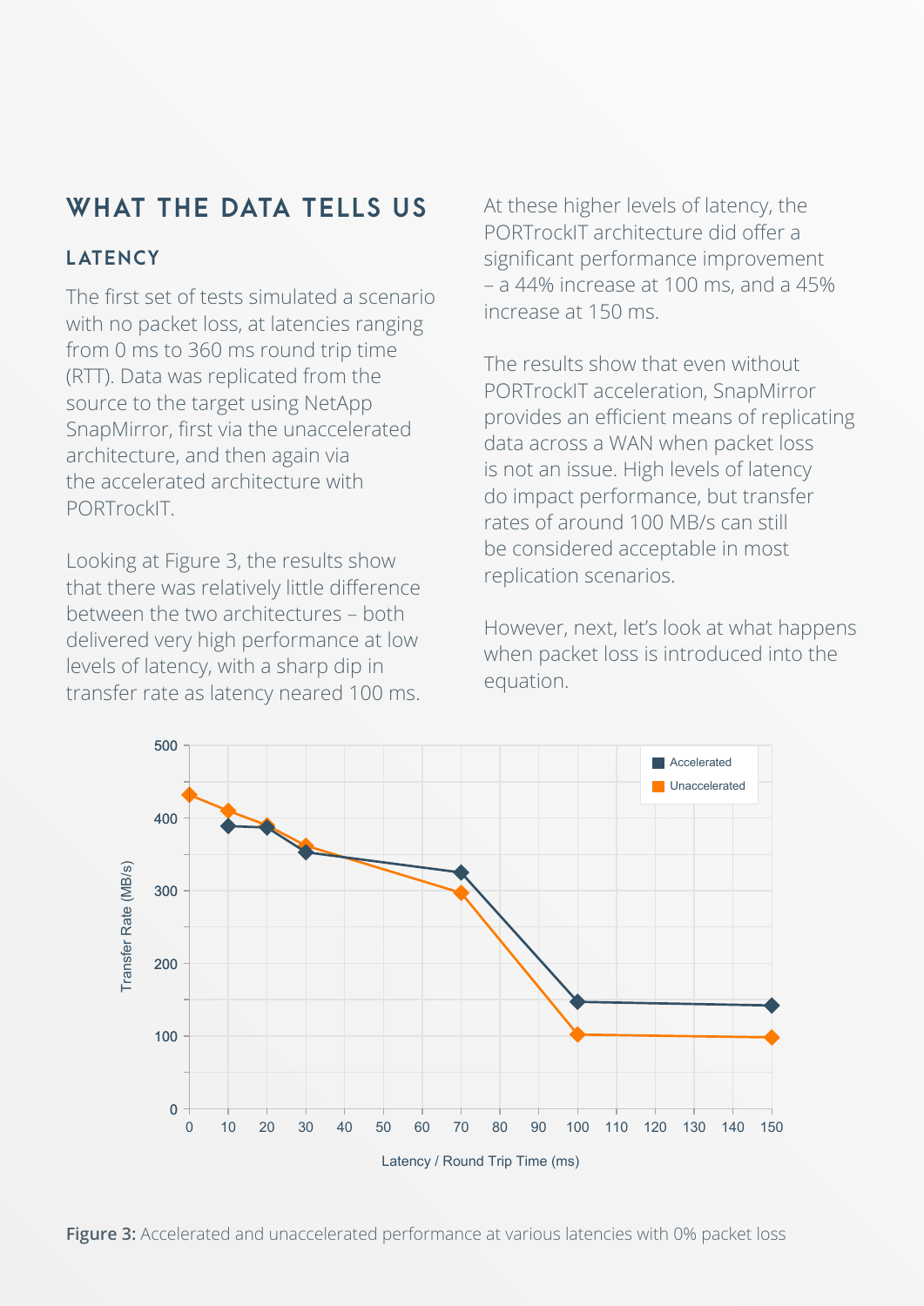## WHAT THE DATA TELLS US

### LATENCY

The first set of tests simulated a scenario with no packet loss, at latencies ranging from 0 ms to 360 ms round trip time (RTT). Data was replicated from the source to the target using NetApp SnapMirror, first via the unaccelerated architecture, and then again via the accelerated architecture with PORTrockIT.

Looking at Figure 3, the results show that there was relatively little difference between the two architectures – both delivered very high performance at low levels of latency, with a sharp dip in transfer rate as latency neared 100 ms.

At these higher levels of latency, the PORTrockIT architecture did offer a significant performance improvement – a 44% increase at 100 ms, and a 45% increase at 150 ms.

The results show that even without PORTrockIT acceleration, SnapMirror provides an efficient means of replicating data across a WAN when packet loss is not an issue. High levels of latency do impact performance, but transfer rates of around 100 MB/s can still be considered acceptable in most replication scenarios.

However, next, let's look at what happens when packet loss is introduced into the equation.

**Figure 3:** Accelerated and unaccelerated performance at various latencies with 0% packet loss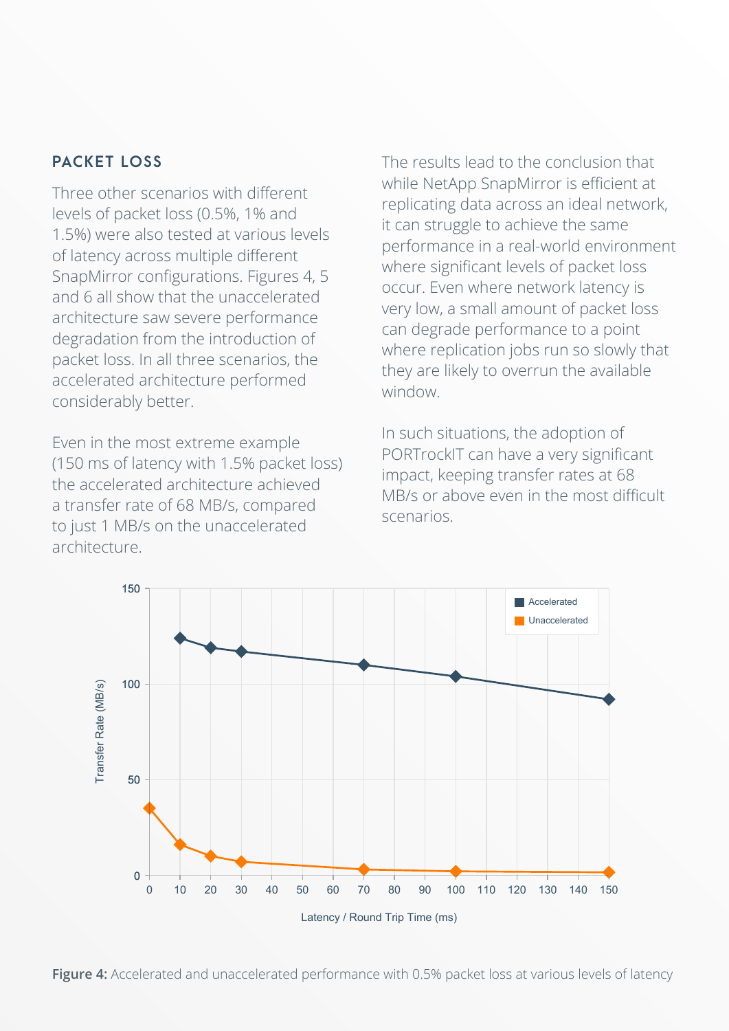## PACKET LOSS

Three other scenarios with different levels of packet loss (0.5%, 1% and 1.5%) were also tested at various levels of latency across multiple different SnapMirror configurations. Figures 4, 5 and 6 all show that the unaccelerated architecture saw severe performance degradation from the introduction of packet loss. In all three scenarios, the accelerated architecture performed considerably better.

Even in the most extreme example (150 ms of latency with 1.5% packet loss) the accelerated architecture achieved a transfer rate of 68 MB/s, compared to just 1 MB/s on the unaccelerated architecture.

The results lead to the conclusion that while NetApp SnapMirror is efficient at replicating data across an ideal network, it can struggle to achieve the same performance in a real-world environment where significant levels of packet loss occur. Even where network latency is very low, a small amount of packet loss can degrade performance to a point where replication jobs run so slowly that they are likely to overrun the available window.

In such situations, the adoption of PORTrockIT can have a very significant impact, keeping transfer rates at 68 MB/s or above even in the most difficult scenarios.

**Figure 4:** Accelerated and unaccelerated performance with 0.5% packet loss at various levels of latency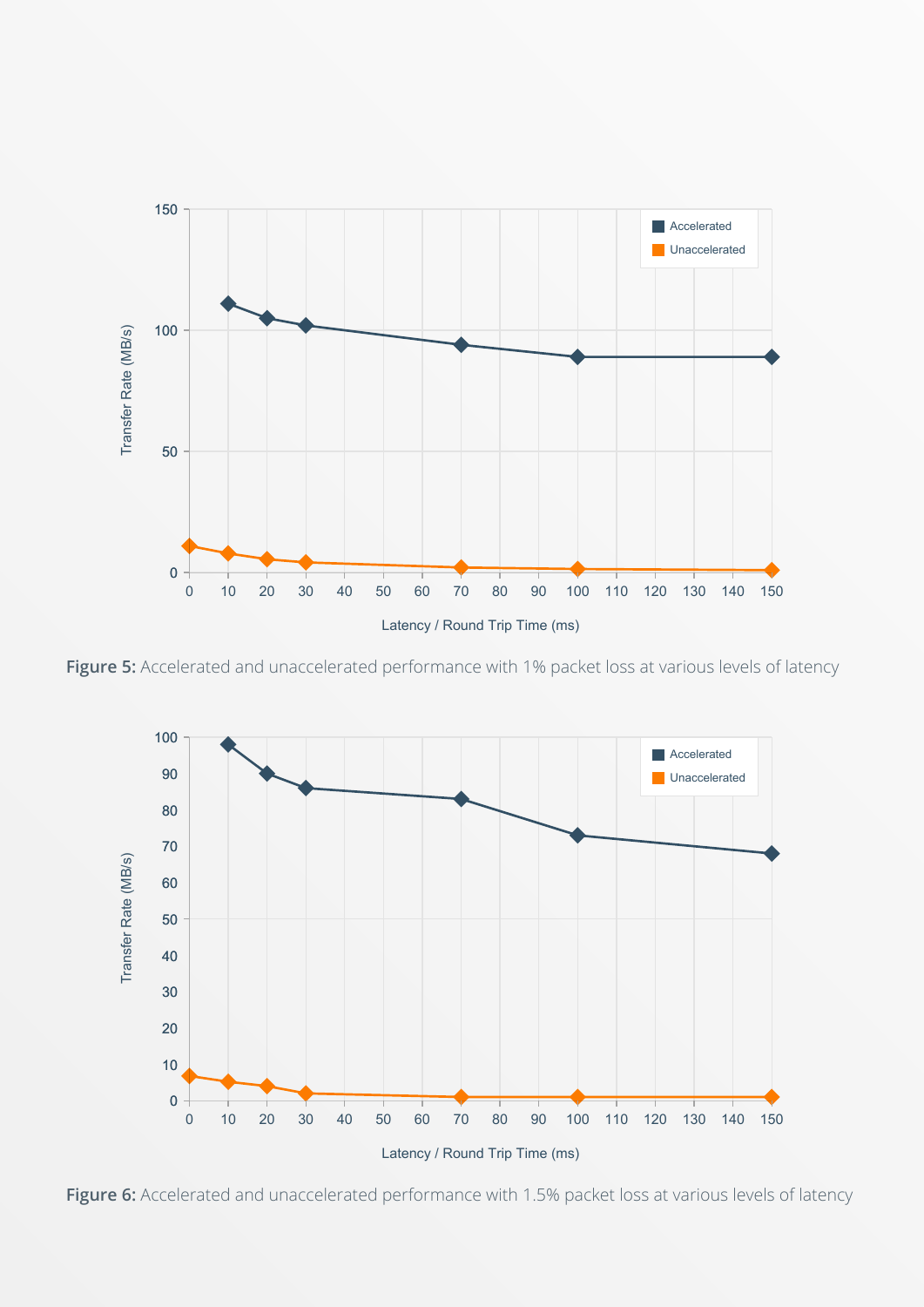**Figure 5:** Accelerated and unaccelerated performance with 1% packet loss at various levels of latency

**Figure 6:** Accelerated and unaccelerated performance with 1.5% packet loss at various levels of latency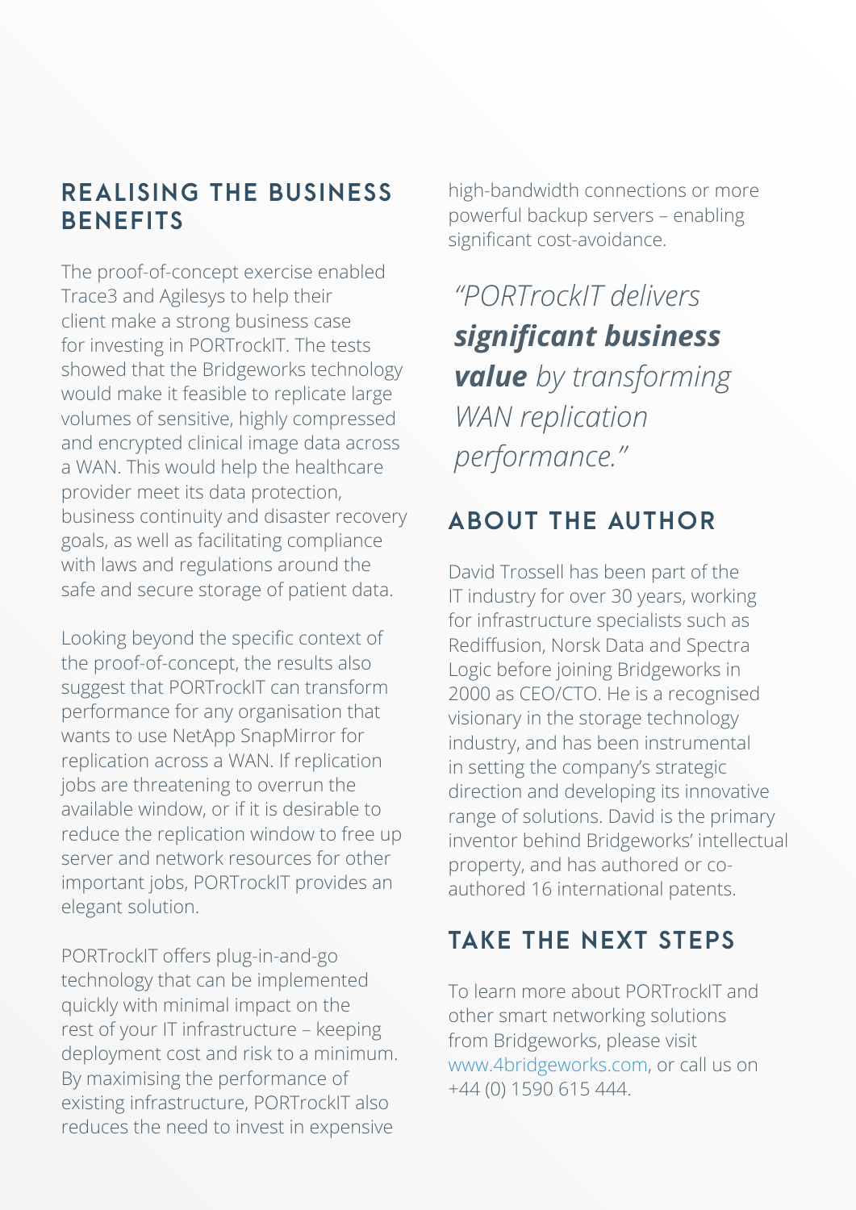## REALISING THE BUSINESS BENEFITS

The proof-of-concept exercise enabled Trace3 and Agilesys to help their client make a strong business case for investing in PORTrockIT. The tests showed that the Bridgeworks technology would make it feasible to replicate large volumes of sensitive, highly compressed and encrypted clinical image data across a WAN. This would help the healthcare provider meet its data protection, business continuity and disaster recovery goals, as well as facilitating compliance with laws and regulations around the safe and secure storage of patient data.

Looking beyond the specific context of the proof-of-concept, the results also suggest that PORTrockIT can transform performance for any organisation that wants to use NetApp SnapMirror for replication across a WAN. If replication jobs are threatening to overrun the available window, or if it is desirable to reduce the replication window to free up server and network resources for other important jobs, PORTrockIT provides an elegant solution.

PORTrockIT offers plug-in-and-go technology that can be implemented quickly with minimal impact on the rest of your IT infrastructure – keeping deployment cost and risk to a minimum. By maximising the performance of existing infrastructure, PORTrockIT also reduces the need to invest in expensive high-bandwidth connections or more powerful backup servers – enabling significant cost-avoidance.

*"PORTrockIT delivers* ***significant business value*** *by transforming WAN replication performance."*

## ABOUT THE AUTHOR

David Trossell has been part of the IT industry for over 30 years, working for infrastructure specialists such as Rediffusion, Norsk Data and Spectra Logic before joining Bridgeworks in 2000 as CEO/CTO. He is a recognised visionary in the storage technology industry, and has been instrumental in setting the company's strategic direction and developing its innovative range of solutions. David is the primary inventor behind Bridgeworks' intellectual property, and has authored or co-authored 16 international patents.

## TAKE THE NEXT STEPS

To learn more about PORTrockIT and other smart networking solutions from Bridgeworks, please visit www.4bridgeworks.com, or call us on +44 (0) 1590 615 444.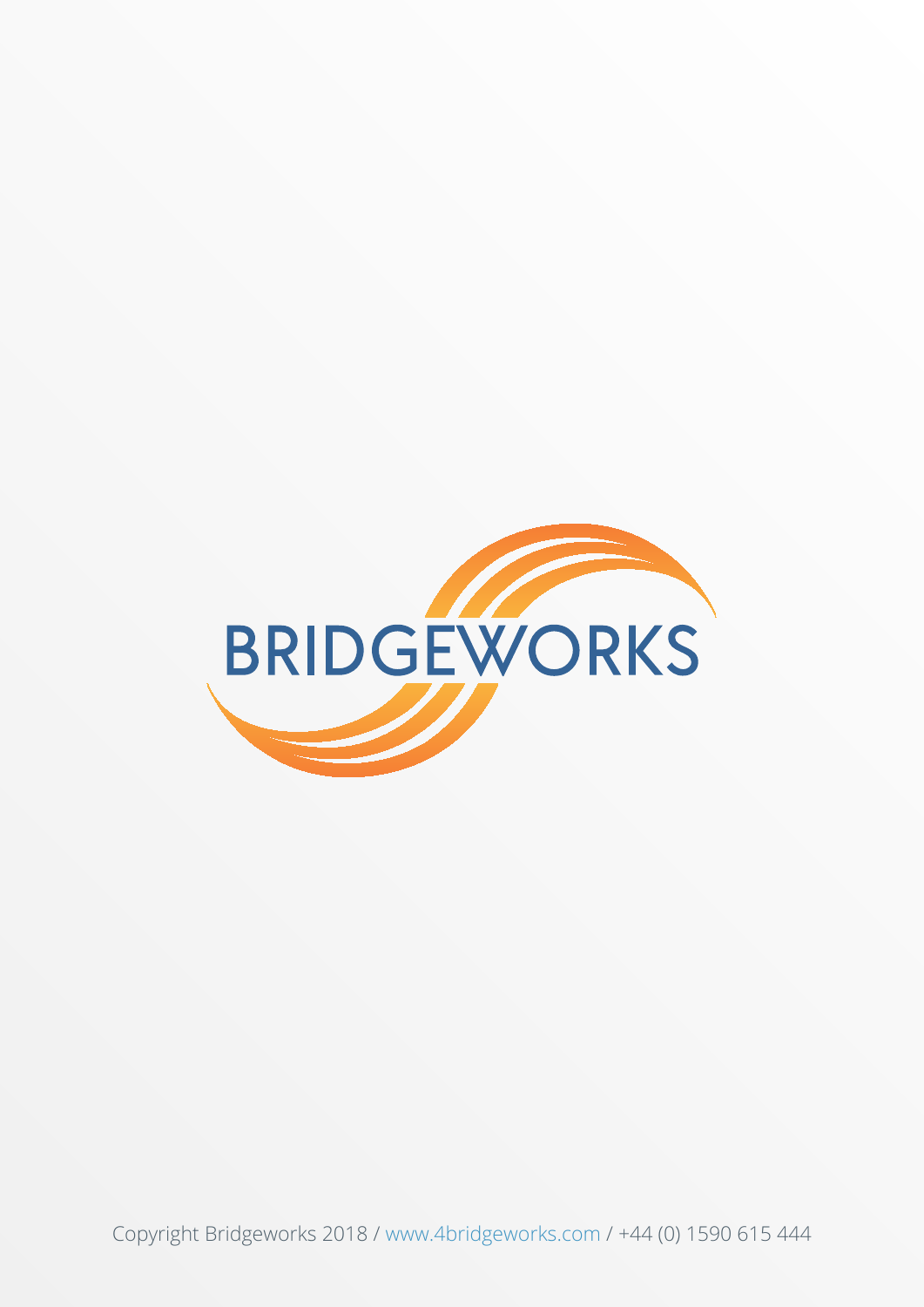BRIDGEWORKS

Copyright Bridgeworks 2018 / www.4bridgeworks.com / +44 (0) 1590 615 444